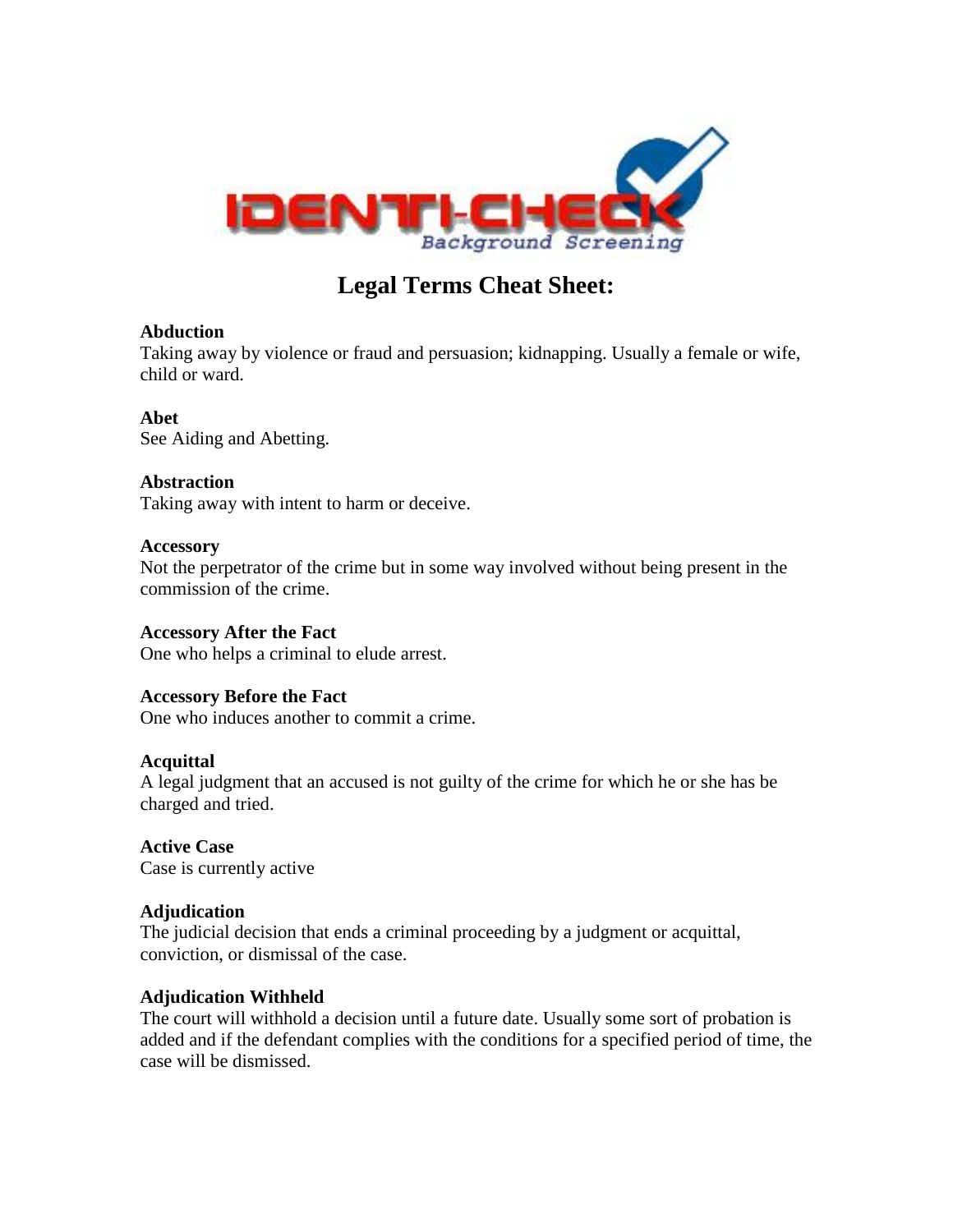# Legal Terms Cheat Sheet:

**Abduction**
Taking away by violence or fraud and persuasion; kidnapping. Usually a female or wife, child or ward.

**Abet**
See Aiding and Abetting.

**Abstraction**
Taking away with intent to harm or deceive.

**Accessory**
Not the perpetrator of the crime but in some way involved without being present in the commission of the crime.

**Accessory After the Fact**
One who helps a criminal to elude arrest.

**Accessory Before the Fact**
One who induces another to commit a crime.

**Acquittal**
A legal judgment that an accused is not guilty of the crime for which he or she has be charged and tried.

**Active Case**
Case is currently active

**Adjudication**
The judicial decision that ends a criminal proceeding by a judgment or acquittal, conviction, or dismissal of the case.

**Adjudication Withheld**
The court will withhold a decision until a future date. Usually some sort of probation is added and if the defendant complies with the conditions for a specified period of time, the case will be dismissed.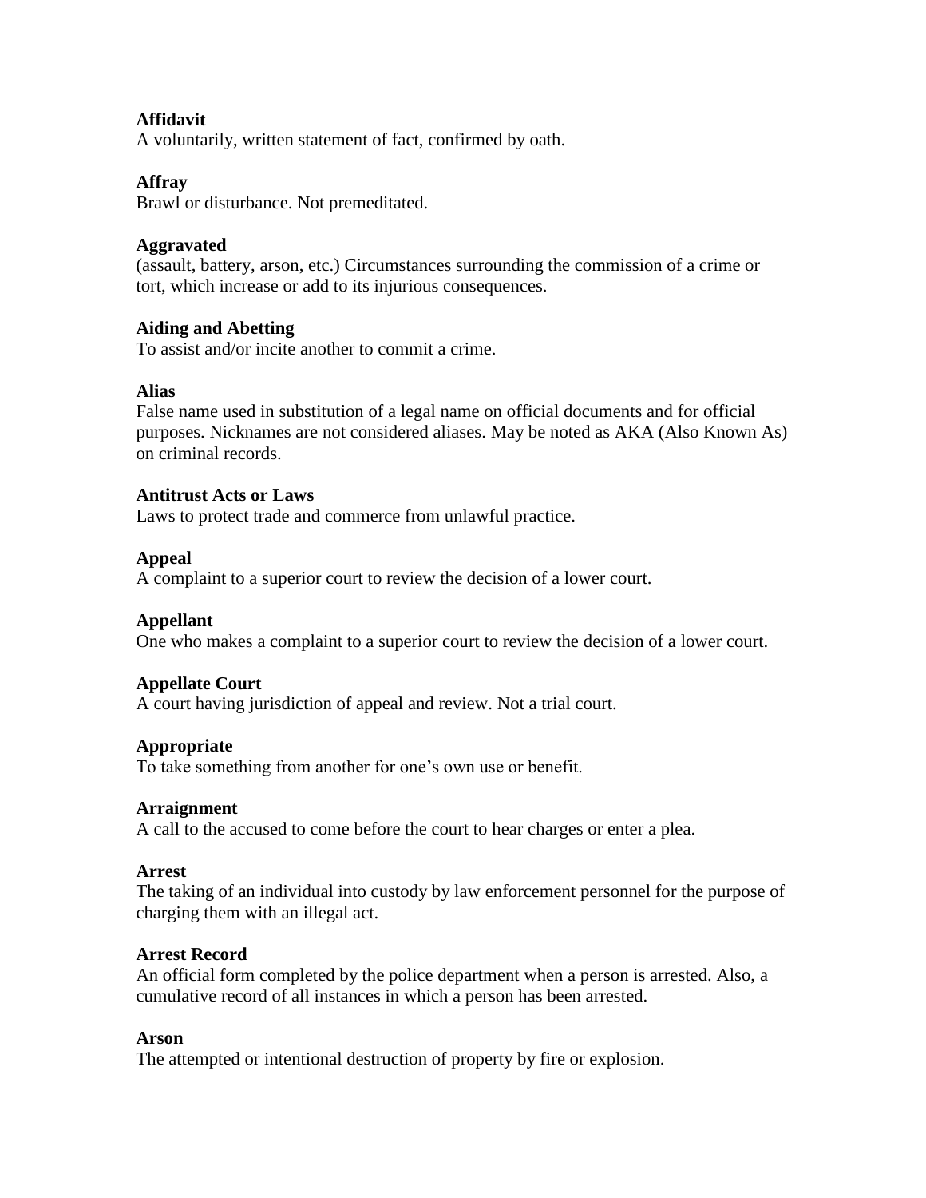**Affidavit**
A voluntarily, written statement of fact, confirmed by oath.

**Affray**
Brawl or disturbance. Not premeditated.

**Aggravated**
(assault, battery, arson, etc.) Circumstances surrounding the commission of a crime or tort, which increase or add to its injurious consequences.

**Aiding and Abetting**
To assist and/or incite another to commit a crime.

**Alias**
False name used in substitution of a legal name on official documents and for official purposes. Nicknames are not considered aliases. May be noted as AKA (Also Known As) on criminal records.

**Antitrust Acts or Laws**
Laws to protect trade and commerce from unlawful practice.

**Appeal**
A complaint to a superior court to review the decision of a lower court.

**Appellant**
One who makes a complaint to a superior court to review the decision of a lower court.

**Appellate Court**
A court having jurisdiction of appeal and review. Not a trial court.

**Appropriate**
To take something from another for one's own use or benefit.

**Arraignment**
A call to the accused to come before the court to hear charges or enter a plea.

**Arrest**
The taking of an individual into custody by law enforcement personnel for the purpose of charging them with an illegal act.

**Arrest Record**
An official form completed by the police department when a person is arrested. Also, a cumulative record of all instances in which a person has been arrested.

**Arson**
The attempted or intentional destruction of property by fire or explosion.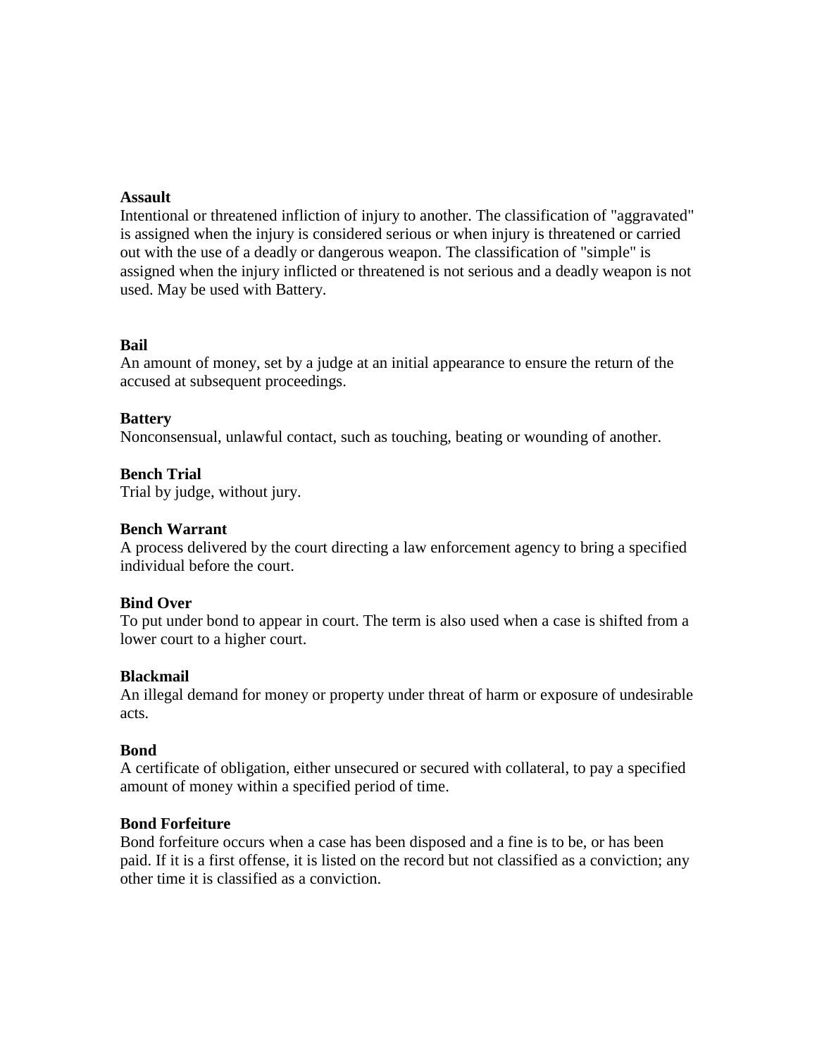**Assault**
Intentional or threatened infliction of injury to another. The classification of "aggravated" is assigned when the injury is considered serious or when injury is threatened or carried out with the use of a deadly or dangerous weapon. The classification of "simple" is assigned when the injury inflicted or threatened is not serious and a deadly weapon is not used. May be used with Battery.

**Bail**
An amount of money, set by a judge at an initial appearance to ensure the return of the accused at subsequent proceedings.

**Battery**
Nonconsensual, unlawful contact, such as touching, beating or wounding of another.

**Bench Trial**
Trial by judge, without jury.

**Bench Warrant**
A process delivered by the court directing a law enforcement agency to bring a specified individual before the court.

**Bind Over**
To put under bond to appear in court. The term is also used when a case is shifted from a lower court to a higher court.

**Blackmail**
An illegal demand for money or property under threat of harm or exposure of undesirable acts.

**Bond**
A certificate of obligation, either unsecured or secured with collateral, to pay a specified amount of money within a specified period of time.

**Bond Forfeiture**
Bond forfeiture occurs when a case has been disposed and a fine is to be, or has been paid. If it is a first offense, it is listed on the record but not classified as a conviction; any other time it is classified as a conviction.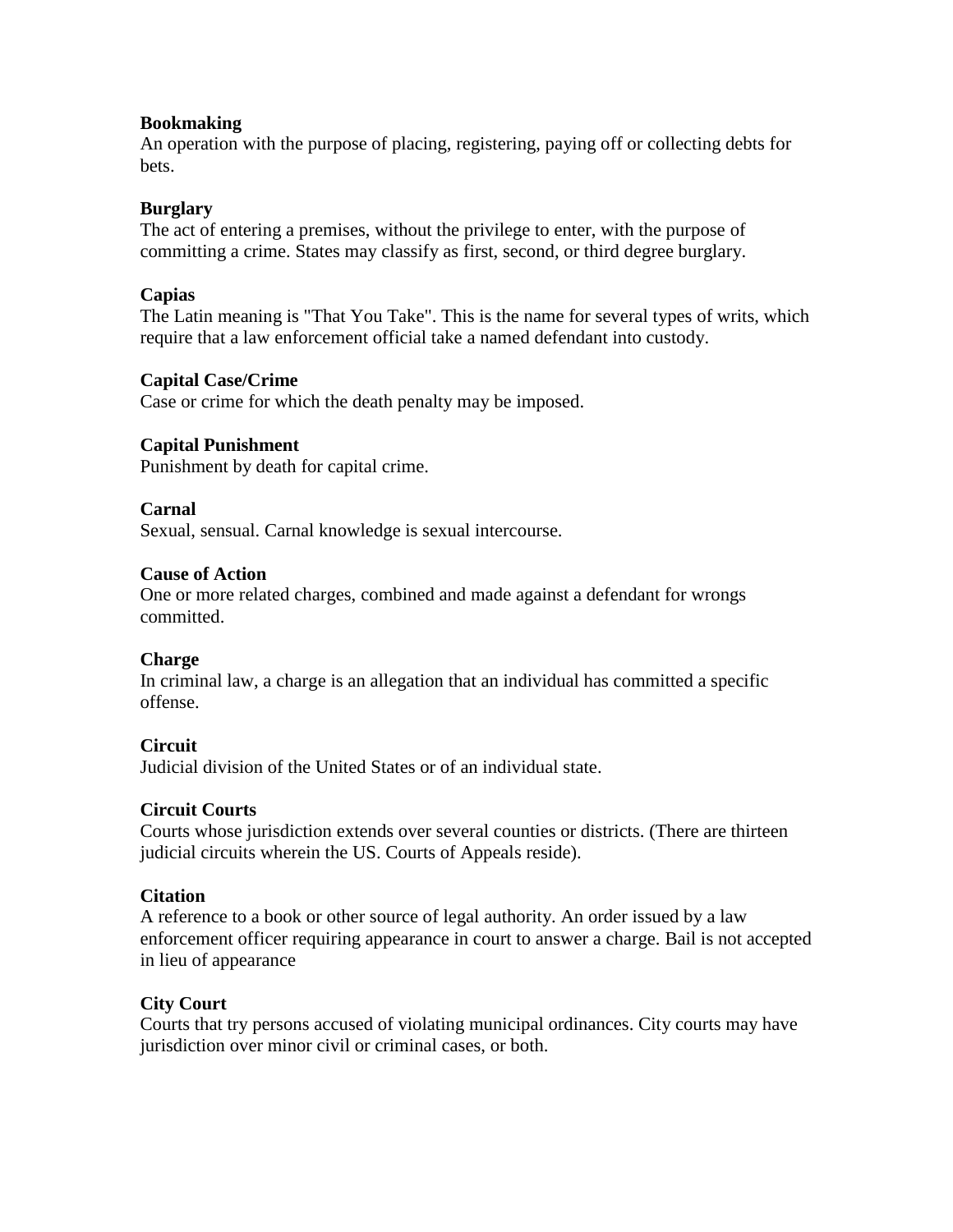**Bookmaking**
An operation with the purpose of placing, registering, paying off or collecting debts for bets.

**Burglary**
The act of entering a premises, without the privilege to enter, with the purpose of committing a crime. States may classify as first, second, or third degree burglary.

**Capias**
The Latin meaning is "That You Take". This is the name for several types of writs, which require that a law enforcement official take a named defendant into custody.

**Capital Case/Crime**
Case or crime for which the death penalty may be imposed.

**Capital Punishment**
Punishment by death for capital crime.

**Carnal**
Sexual, sensual. Carnal knowledge is sexual intercourse.

**Cause of Action**
One or more related charges, combined and made against a defendant for wrongs committed.

**Charge**
In criminal law, a charge is an allegation that an individual has committed a specific offense.

**Circuit**
Judicial division of the United States or of an individual state.

**Circuit Courts**
Courts whose jurisdiction extends over several counties or districts. (There are thirteen judicial circuits wherein the US. Courts of Appeals reside).

**Citation**
A reference to a book or other source of legal authority. An order issued by a law enforcement officer requiring appearance in court to answer a charge. Bail is not accepted in lieu of appearance

**City Court**
Courts that try persons accused of violating municipal ordinances. City courts may have jurisdiction over minor civil or criminal cases, or both.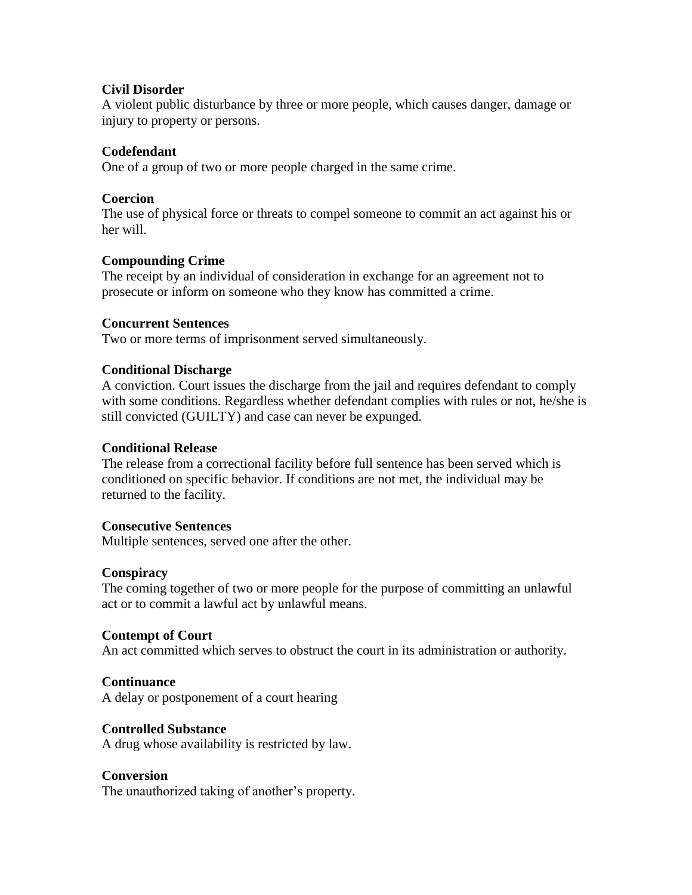**Civil Disorder**
A violent public disturbance by three or more people, which causes danger, damage or injury to property or persons.

**Codefendant**
One of a group of two or more people charged in the same crime.

**Coercion**
The use of physical force or threats to compel someone to commit an act against his or her will.

**Compounding Crime**
The receipt by an individual of consideration in exchange for an agreement not to prosecute or inform on someone who they know has committed a crime.

**Concurrent Sentences**
Two or more terms of imprisonment served simultaneously.

**Conditional Discharge**
A conviction. Court issues the discharge from the jail and requires defendant to comply with some conditions. Regardless whether defendant complies with rules or not, he/she is still convicted (GUILTY) and case can never be expunged.

**Conditional Release**
The release from a correctional facility before full sentence has been served which is conditioned on specific behavior. If conditions are not met, the individual may be returned to the facility.

**Consecutive Sentences**
Multiple sentences, served one after the other.

**Conspiracy**
The coming together of two or more people for the purpose of committing an unlawful act or to commit a lawful act by unlawful means.

**Contempt of Court**
An act committed which serves to obstruct the court in its administration or authority.

**Continuance**
A delay or postponement of a court hearing

**Controlled Substance**
A drug whose availability is restricted by law.

**Conversion**
The unauthorized taking of another's property.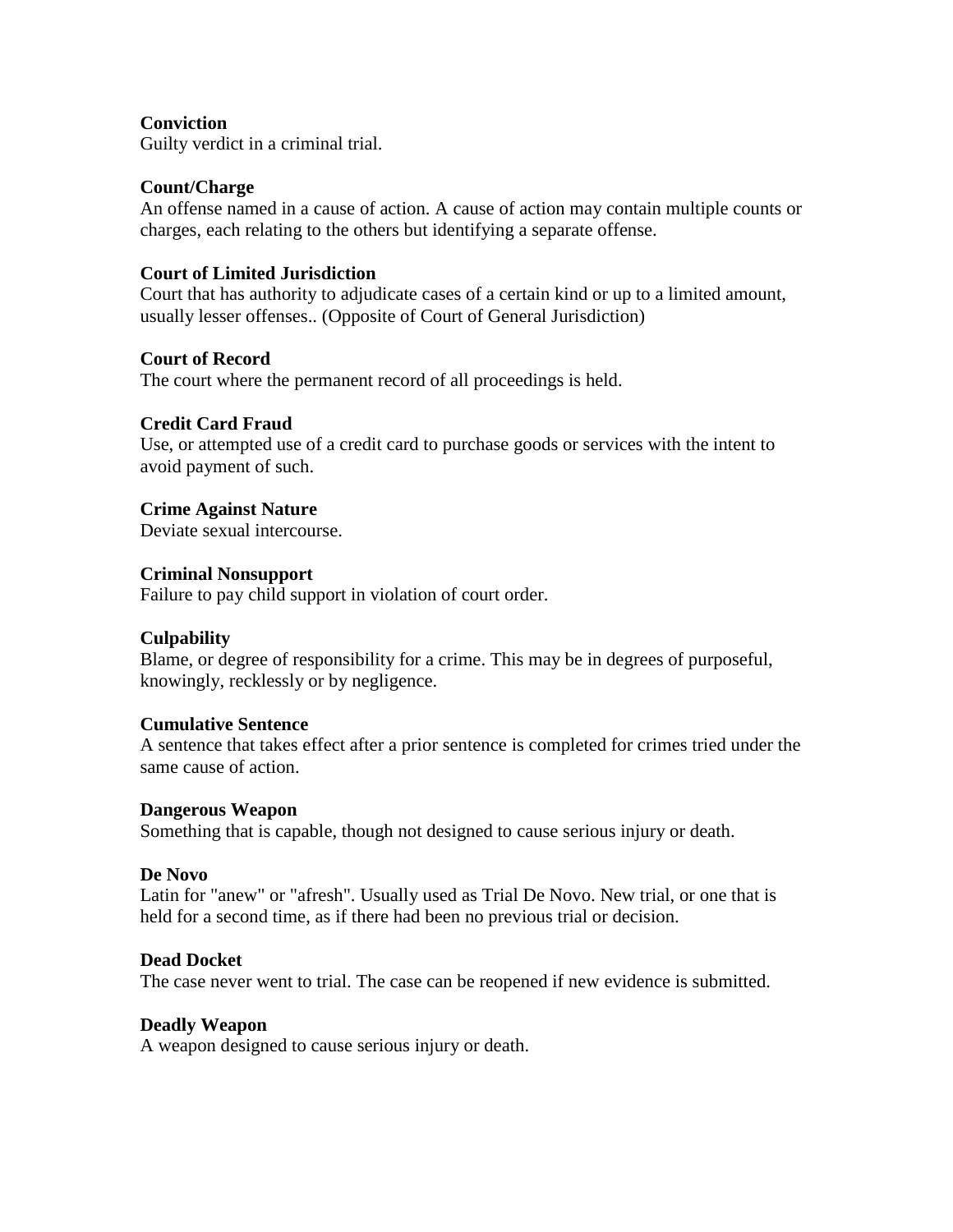**Conviction**
Guilty verdict in a criminal trial.

**Count/Charge**
An offense named in a cause of action. A cause of action may contain multiple counts or charges, each relating to the others but identifying a separate offense.

**Court of Limited Jurisdiction**
Court that has authority to adjudicate cases of a certain kind or up to a limited amount, usually lesser offenses.. (Opposite of Court of General Jurisdiction)

**Court of Record**
The court where the permanent record of all proceedings is held.

**Credit Card Fraud**
Use, or attempted use of a credit card to purchase goods or services with the intent to avoid payment of such.

**Crime Against Nature**
Deviate sexual intercourse.

**Criminal Nonsupport**
Failure to pay child support in violation of court order.

**Culpability**
Blame, or degree of responsibility for a crime. This may be in degrees of purposeful, knowingly, recklessly or by negligence.

**Cumulative Sentence**
A sentence that takes effect after a prior sentence is completed for crimes tried under the same cause of action.

**Dangerous Weapon**
Something that is capable, though not designed to cause serious injury or death.

**De Novo**
Latin for "anew" or "afresh". Usually used as Trial De Novo. New trial, or one that is held for a second time, as if there had been no previous trial or decision.

**Dead Docket**
The case never went to trial. The case can be reopened if new evidence is submitted.

**Deadly Weapon**
A weapon designed to cause serious injury or death.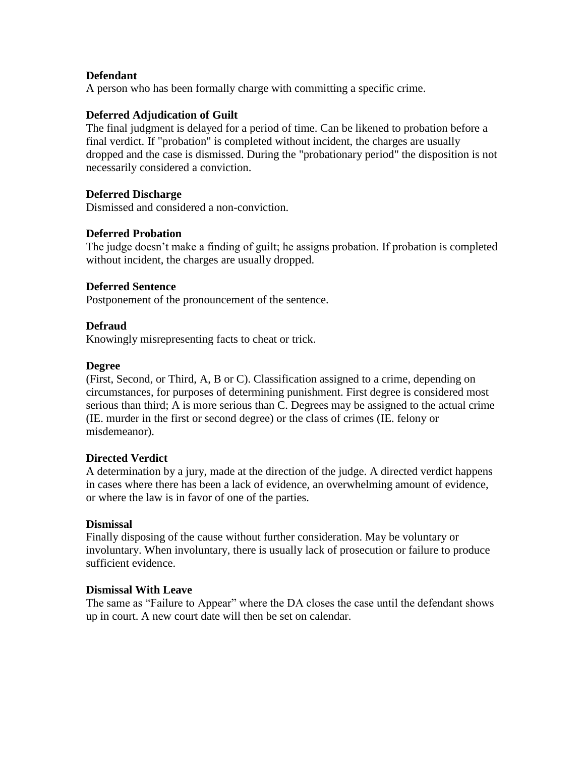**Defendant**
A person who has been formally charge with committing a specific crime.

**Deferred Adjudication of Guilt**
The final judgment is delayed for a period of time. Can be likened to probation before a final verdict. If "probation" is completed without incident, the charges are usually dropped and the case is dismissed. During the "probationary period" the disposition is not necessarily considered a conviction.

**Deferred Discharge**
Dismissed and considered a non-conviction.

**Deferred Probation**
The judge doesn't make a finding of guilt; he assigns probation. If probation is completed without incident, the charges are usually dropped.

**Deferred Sentence**
Postponement of the pronouncement of the sentence.

**Defraud**
Knowingly misrepresenting facts to cheat or trick.

**Degree**
(First, Second, or Third, A, B or C). Classification assigned to a crime, depending on circumstances, for purposes of determining punishment. First degree is considered most serious than third; A is more serious than C. Degrees may be assigned to the actual crime (IE. murder in the first or second degree) or the class of crimes (IE. felony or misdemeanor).

**Directed Verdict**
A determination by a jury, made at the direction of the judge. A directed verdict happens in cases where there has been a lack of evidence, an overwhelming amount of evidence, or where the law is in favor of one of the parties.

**Dismissal**
Finally disposing of the cause without further consideration. May be voluntary or involuntary. When involuntary, there is usually lack of prosecution or failure to produce sufficient evidence.

**Dismissal With Leave**
The same as "Failure to Appear" where the DA closes the case until the defendant shows up in court. A new court date will then be set on calendar.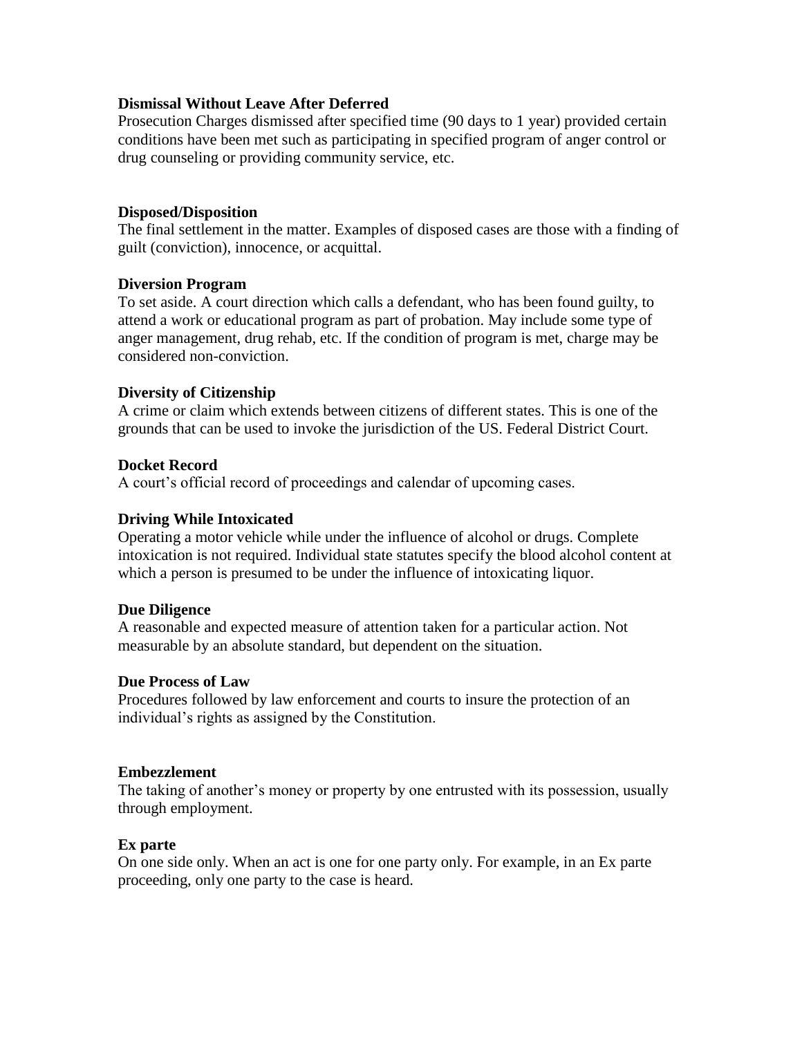**Dismissal Without Leave After Deferred**

Prosecution Charges dismissed after specified time (90 days to 1 year) provided certain conditions have been met such as participating in specified program of anger control or drug counseling or providing community service, etc.

**Disposed/Disposition**

The final settlement in the matter. Examples of disposed cases are those with a finding of guilt (conviction), innocence, or acquittal.

**Diversion Program**

To set aside. A court direction which calls a defendant, who has been found guilty, to attend a work or educational program as part of probation. May include some type of anger management, drug rehab, etc. If the condition of program is met, charge may be considered non-conviction.

**Diversity of Citizenship**

A crime or claim which extends between citizens of different states. This is one of the grounds that can be used to invoke the jurisdiction of the US. Federal District Court.

**Docket Record**

A court's official record of proceedings and calendar of upcoming cases.

**Driving While Intoxicated**

Operating a motor vehicle while under the influence of alcohol or drugs. Complete intoxication is not required. Individual state statutes specify the blood alcohol content at which a person is presumed to be under the influence of intoxicating liquor.

**Due Diligence**

A reasonable and expected measure of attention taken for a particular action. Not measurable by an absolute standard, but dependent on the situation.

**Due Process of Law**

Procedures followed by law enforcement and courts to insure the protection of an individual's rights as assigned by the Constitution.

**Embezzlement**

The taking of another's money or property by one entrusted with its possession, usually through employment.

**Ex parte**

On one side only. When an act is one for one party only. For example, in an Ex parte proceeding, only one party to the case is heard.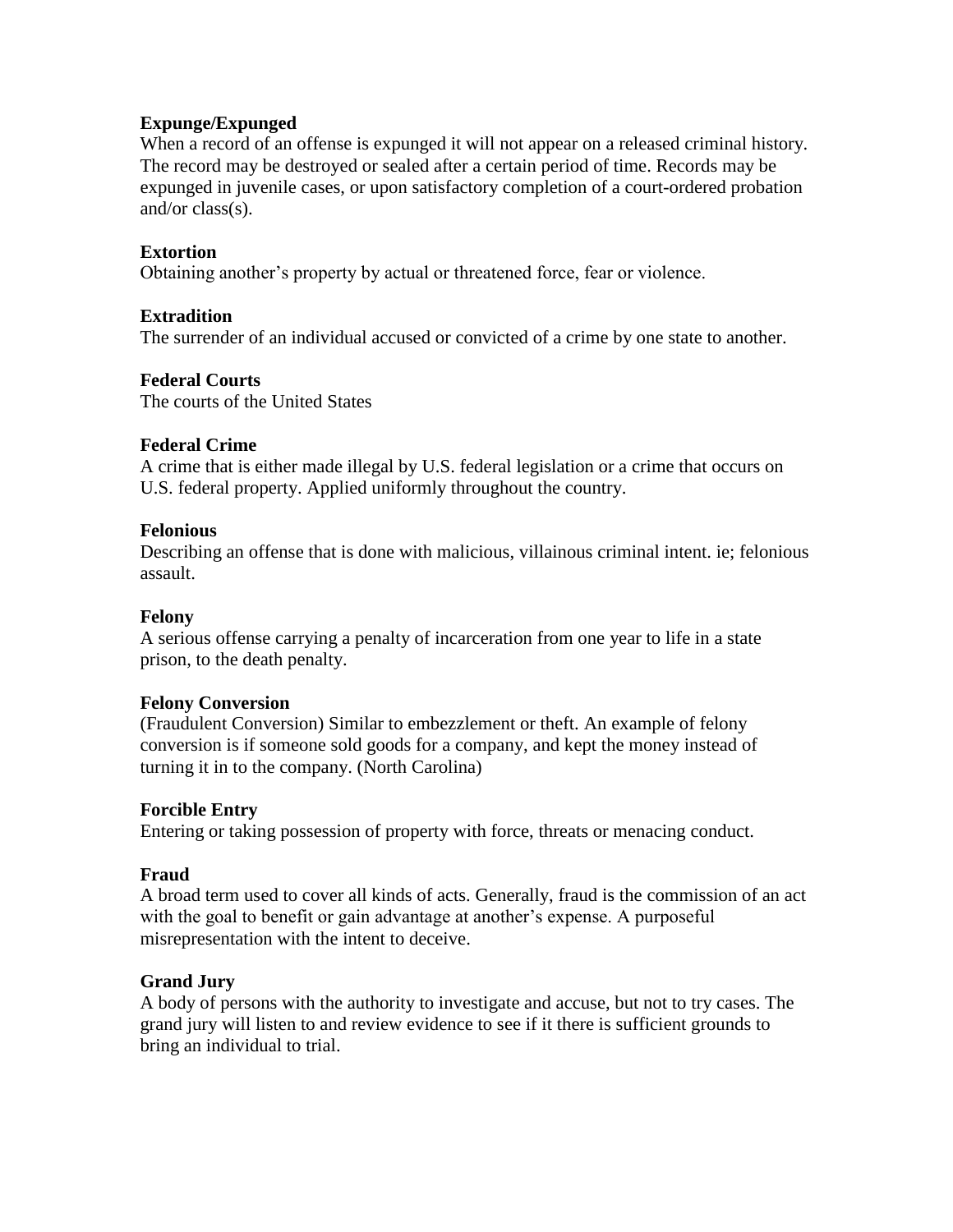**Expunge/Expunged**
When a record of an offense is expunged it will not appear on a released criminal history. The record may be destroyed or sealed after a certain period of time. Records may be expunged in juvenile cases, or upon satisfactory completion of a court-ordered probation and/or class(s).

**Extortion**
Obtaining another's property by actual or threatened force, fear or violence.

**Extradition**
The surrender of an individual accused or convicted of a crime by one state to another.

**Federal Courts**
The courts of the United States

**Federal Crime**
A crime that is either made illegal by U.S. federal legislation or a crime that occurs on U.S. federal property. Applied uniformly throughout the country.

**Felonious**
Describing an offense that is done with malicious, villainous criminal intent. ie; felonious assault.

**Felony**
A serious offense carrying a penalty of incarceration from one year to life in a state prison, to the death penalty.

**Felony Conversion**
(Fraudulent Conversion) Similar to embezzlement or theft. An example of felony conversion is if someone sold goods for a company, and kept the money instead of turning it in to the company. (North Carolina)

**Forcible Entry**
Entering or taking possession of property with force, threats or menacing conduct.

**Fraud**
A broad term used to cover all kinds of acts. Generally, fraud is the commission of an act with the goal to benefit or gain advantage at another's expense. A purposeful misrepresentation with the intent to deceive.

**Grand Jury**
A body of persons with the authority to investigate and accuse, but not to try cases. The grand jury will listen to and review evidence to see if it there is sufficient grounds to bring an individual to trial.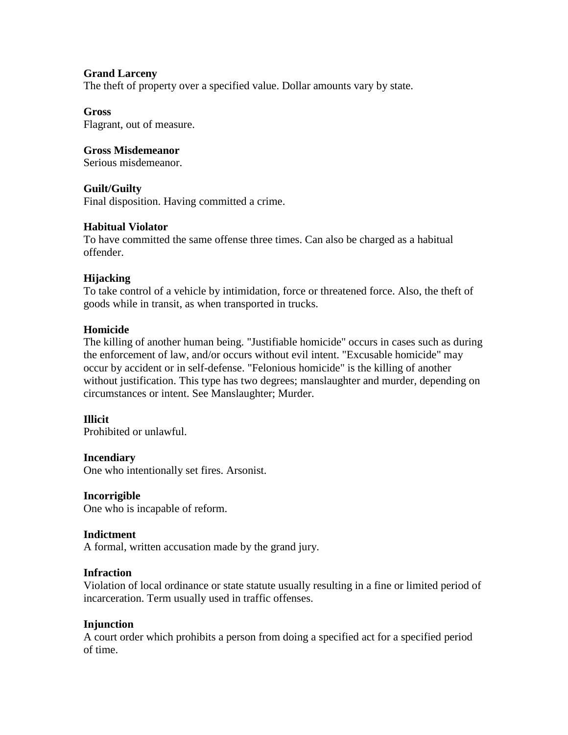**Grand Larceny**
The theft of property over a specified value. Dollar amounts vary by state.

**Gross**
Flagrant, out of measure.

**Gross Misdemeanor**
Serious misdemeanor.

**Guilt/Guilty**
Final disposition. Having committed a crime.

**Habitual Violator**
To have committed the same offense three times. Can also be charged as a habitual offender.

**Hijacking**
To take control of a vehicle by intimidation, force or threatened force. Also, the theft of goods while in transit, as when transported in trucks.

**Homicide**
The killing of another human being. "Justifiable homicide" occurs in cases such as during the enforcement of law, and/or occurs without evil intent. "Excusable homicide" may occur by accident or in self-defense. "Felonious homicide" is the killing of another without justification. This type has two degrees; manslaughter and murder, depending on circumstances or intent. See Manslaughter; Murder.

**Illicit**
Prohibited or unlawful.

**Incendiary**
One who intentionally set fires. Arsonist.

**Incorrigible**
One who is incapable of reform.

**Indictment**
A formal, written accusation made by the grand jury.

**Infraction**
Violation of local ordinance or state statute usually resulting in a fine or limited period of incarceration. Term usually used in traffic offenses.

**Injunction**
A court order which prohibits a person from doing a specified act for a specified period of time.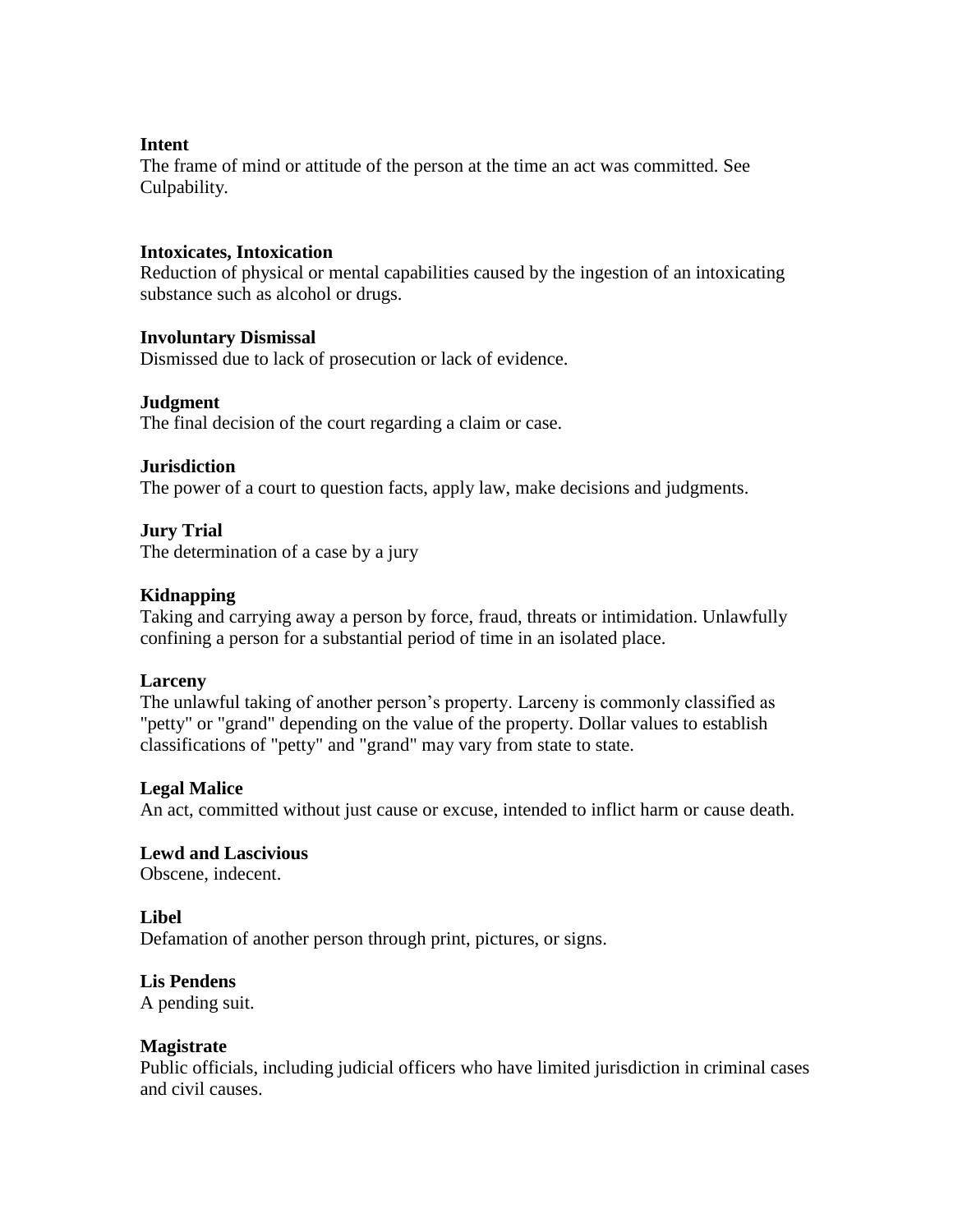**Intent**
The frame of mind or attitude of the person at the time an act was committed. See Culpability.

**Intoxicates, Intoxication**
Reduction of physical or mental capabilities caused by the ingestion of an intoxicating substance such as alcohol or drugs.

**Involuntary Dismissal**
Dismissed due to lack of prosecution or lack of evidence.

**Judgment**
The final decision of the court regarding a claim or case.

**Jurisdiction**
The power of a court to question facts, apply law, make decisions and judgments.

**Jury Trial**
The determination of a case by a jury

**Kidnapping**
Taking and carrying away a person by force, fraud, threats or intimidation. Unlawfully confining a person for a substantial period of time in an isolated place.

**Larceny**
The unlawful taking of another person's property. Larceny is commonly classified as "petty" or "grand" depending on the value of the property. Dollar values to establish classifications of "petty" and "grand" may vary from state to state.

**Legal Malice**
An act, committed without just cause or excuse, intended to inflict harm or cause death.

**Lewd and Lascivious**
Obscene, indecent.

**Libel**
Defamation of another person through print, pictures, or signs.

**Lis Pendens**
A pending suit.

**Magistrate**
Public officials, including judicial officers who have limited jurisdiction in criminal cases and civil causes.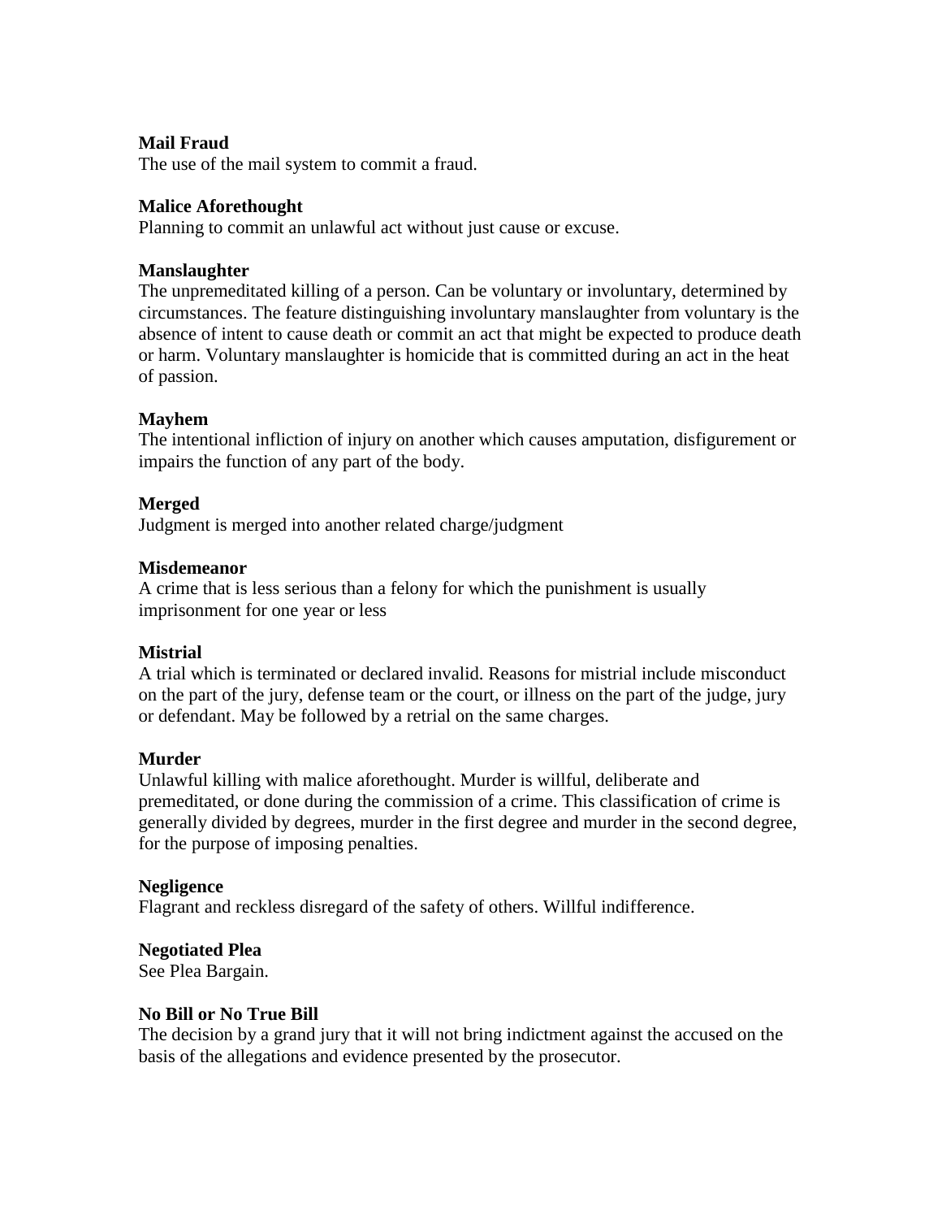**Mail Fraud**
The use of the mail system to commit a fraud.

**Malice Aforethought**
Planning to commit an unlawful act without just cause or excuse.

**Manslaughter**
The unpremeditated killing of a person. Can be voluntary or involuntary, determined by circumstances. The feature distinguishing involuntary manslaughter from voluntary is the absence of intent to cause death or commit an act that might be expected to produce death or harm. Voluntary manslaughter is homicide that is committed during an act in the heat of passion.

**Mayhem**
The intentional infliction of injury on another which causes amputation, disfigurement or impairs the function of any part of the body.

**Merged**
Judgment is merged into another related charge/judgment

**Misdemeanor**
A crime that is less serious than a felony for which the punishment is usually imprisonment for one year or less

**Mistrial**
A trial which is terminated or declared invalid. Reasons for mistrial include misconduct on the part of the jury, defense team or the court, or illness on the part of the judge, jury or defendant. May be followed by a retrial on the same charges.

**Murder**
Unlawful killing with malice aforethought. Murder is willful, deliberate and premeditated, or done during the commission of a crime. This classification of crime is generally divided by degrees, murder in the first degree and murder in the second degree, for the purpose of imposing penalties.

**Negligence**
Flagrant and reckless disregard of the safety of others. Willful indifference.

**Negotiated Plea**
See Plea Bargain.

**No Bill or No True Bill**
The decision by a grand jury that it will not bring indictment against the accused on the basis of the allegations and evidence presented by the prosecutor.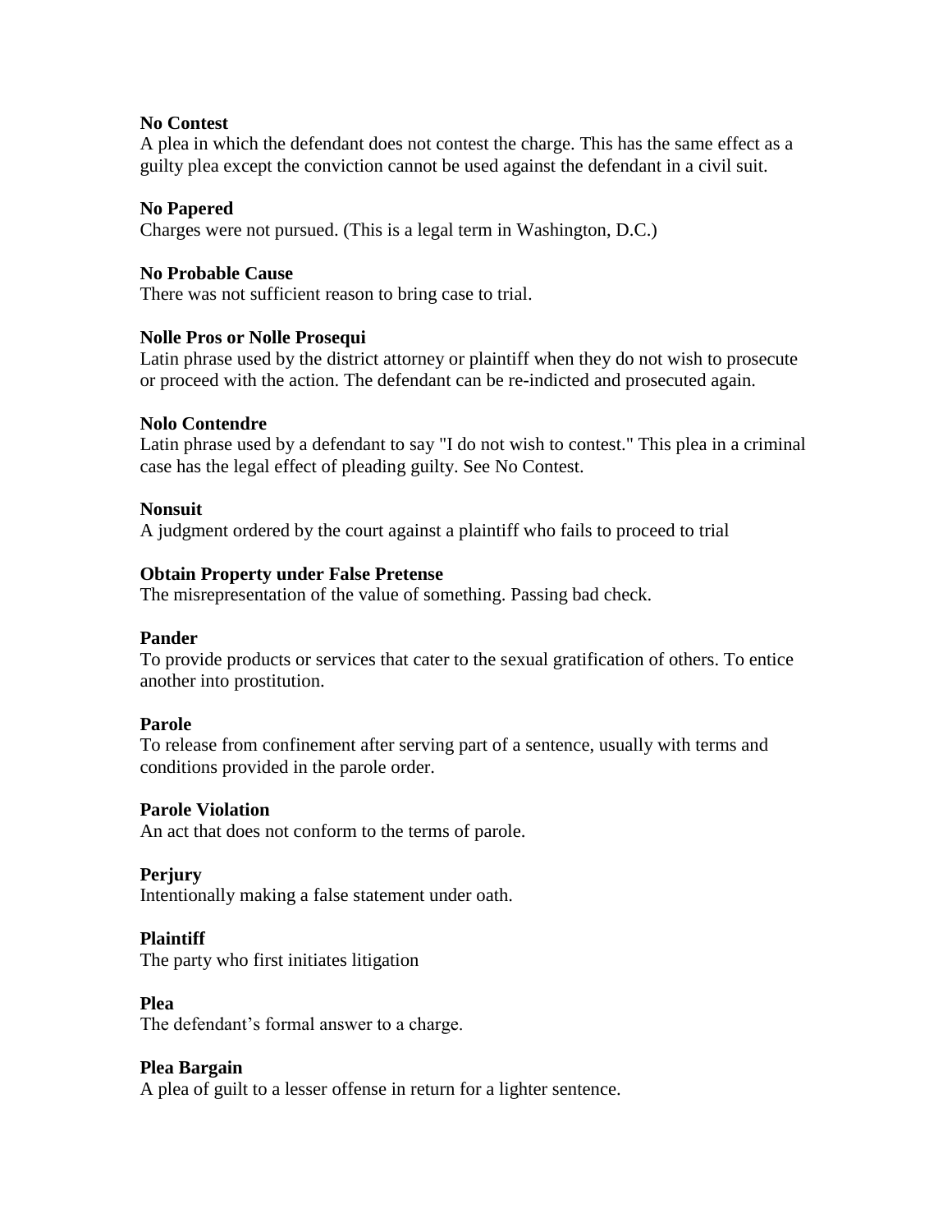**No Contest**
A plea in which the defendant does not contest the charge. This has the same effect as a guilty plea except the conviction cannot be used against the defendant in a civil suit.

**No Papered**
Charges were not pursued. (This is a legal term in Washington, D.C.)

**No Probable Cause**
There was not sufficient reason to bring case to trial.

**Nolle Pros or Nolle Prosequi**
Latin phrase used by the district attorney or plaintiff when they do not wish to prosecute or proceed with the action. The defendant can be re-indicted and prosecuted again.

**Nolo Contendre**
Latin phrase used by a defendant to say "I do not wish to contest." This plea in a criminal case has the legal effect of pleading guilty. See No Contest.

**Nonsuit**
A judgment ordered by the court against a plaintiff who fails to proceed to trial

**Obtain Property under False Pretense**
The misrepresentation of the value of something. Passing bad check.

**Pander**
To provide products or services that cater to the sexual gratification of others. To entice another into prostitution.

**Parole**
To release from confinement after serving part of a sentence, usually with terms and conditions provided in the parole order.

**Parole Violation**
An act that does not conform to the terms of parole.

**Perjury**
Intentionally making a false statement under oath.

**Plaintiff**
The party who first initiates litigation

**Plea**
The defendant's formal answer to a charge.

**Plea Bargain**
A plea of guilt to a lesser offense in return for a lighter sentence.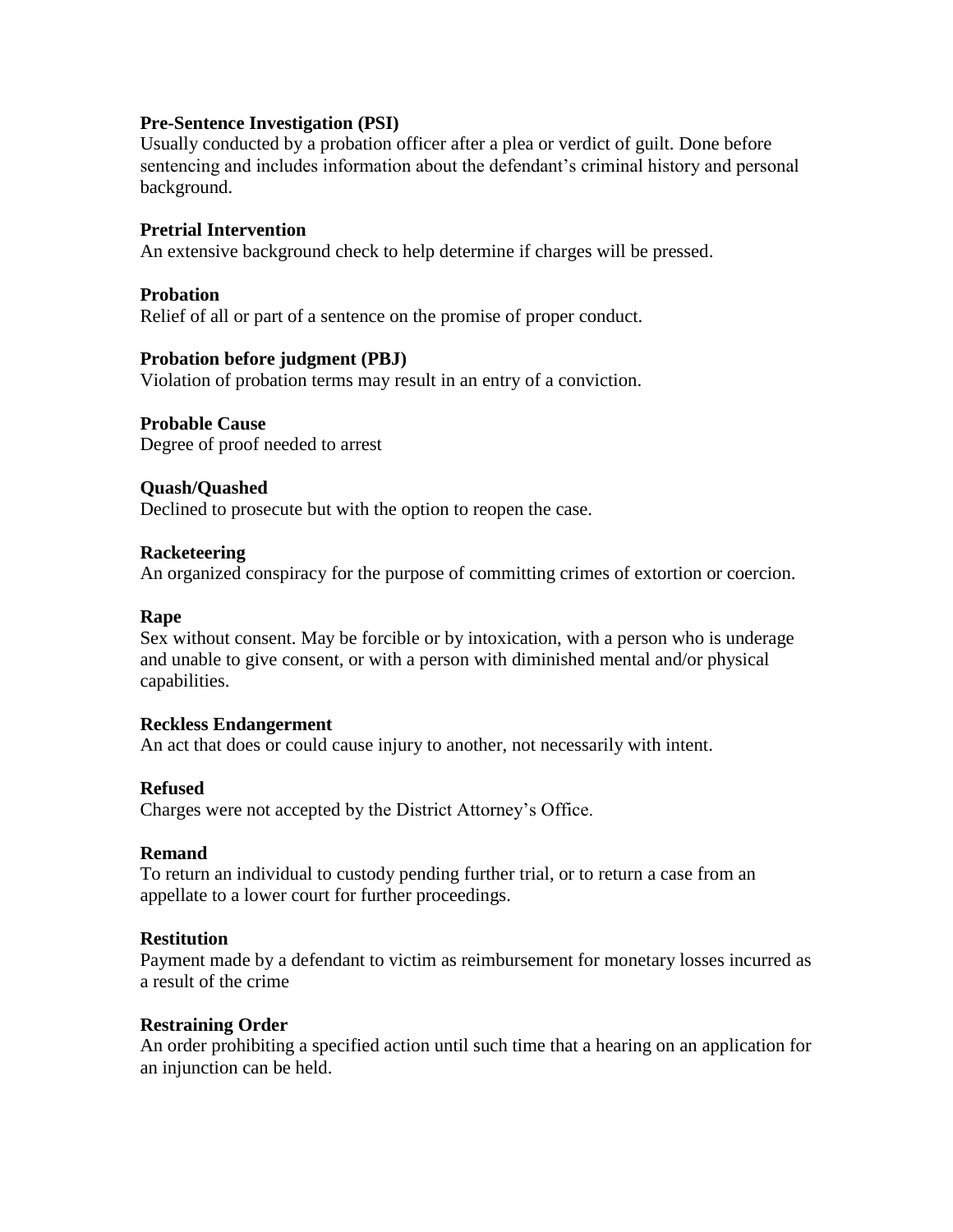**Pre-Sentence Investigation (PSI)**
Usually conducted by a probation officer after a plea or verdict of guilt. Done before sentencing and includes information about the defendant's criminal history and personal background.

**Pretrial Intervention**
An extensive background check to help determine if charges will be pressed.

**Probation**
Relief of all or part of a sentence on the promise of proper conduct.

**Probation before judgment (PBJ)**
Violation of probation terms may result in an entry of a conviction.

**Probable Cause**
Degree of proof needed to arrest

**Quash/Quashed**
Declined to prosecute but with the option to reopen the case.

**Racketeering**
An organized conspiracy for the purpose of committing crimes of extortion or coercion.

**Rape**
Sex without consent. May be forcible or by intoxication, with a person who is underage and unable to give consent, or with a person with diminished mental and/or physical capabilities.

**Reckless Endangerment**
An act that does or could cause injury to another, not necessarily with intent.

**Refused**
Charges were not accepted by the District Attorney's Office.

**Remand**
To return an individual to custody pending further trial, or to return a case from an appellate to a lower court for further proceedings.

**Restitution**
Payment made by a defendant to victim as reimbursement for monetary losses incurred as a result of the crime

**Restraining Order**
An order prohibiting a specified action until such time that a hearing on an application for an injunction can be held.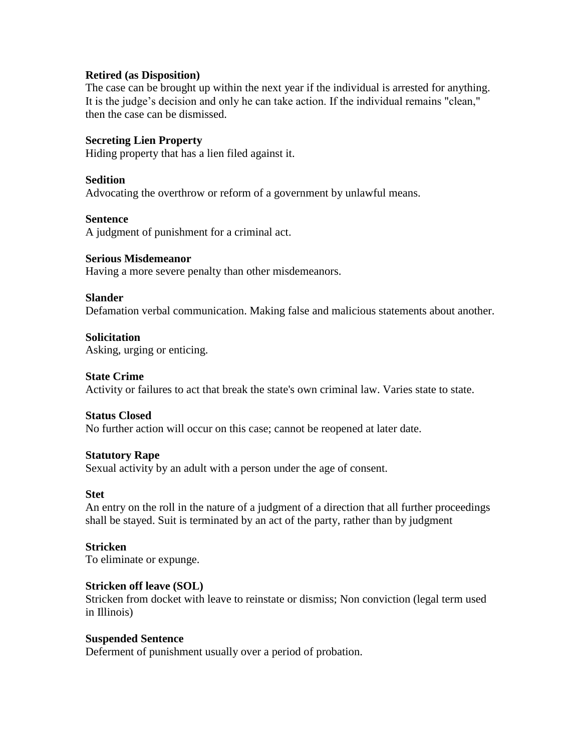**Retired (as Disposition)**
The case can be brought up within the next year if the individual is arrested for anything. It is the judge's decision and only he can take action. If the individual remains "clean," then the case can be dismissed.

**Secreting Lien Property**
Hiding property that has a lien filed against it.

**Sedition**
Advocating the overthrow or reform of a government by unlawful means.

**Sentence**
A judgment of punishment for a criminal act.

**Serious Misdemeanor**
Having a more severe penalty than other misdemeanors.

**Slander**
Defamation verbal communication. Making false and malicious statements about another.

**Solicitation**
Asking, urging or enticing.

**State Crime**
Activity or failures to act that break the state's own criminal law. Varies state to state.

**Status Closed**
No further action will occur on this case; cannot be reopened at later date.

**Statutory Rape**
Sexual activity by an adult with a person under the age of consent.

**Stet**
An entry on the roll in the nature of a judgment of a direction that all further proceedings shall be stayed. Suit is terminated by an act of the party, rather than by judgment

**Stricken**
To eliminate or expunge.

**Stricken off leave (SOL)**
Stricken from docket with leave to reinstate or dismiss; Non conviction (legal term used in Illinois)

**Suspended Sentence**
Deferment of punishment usually over a period of probation.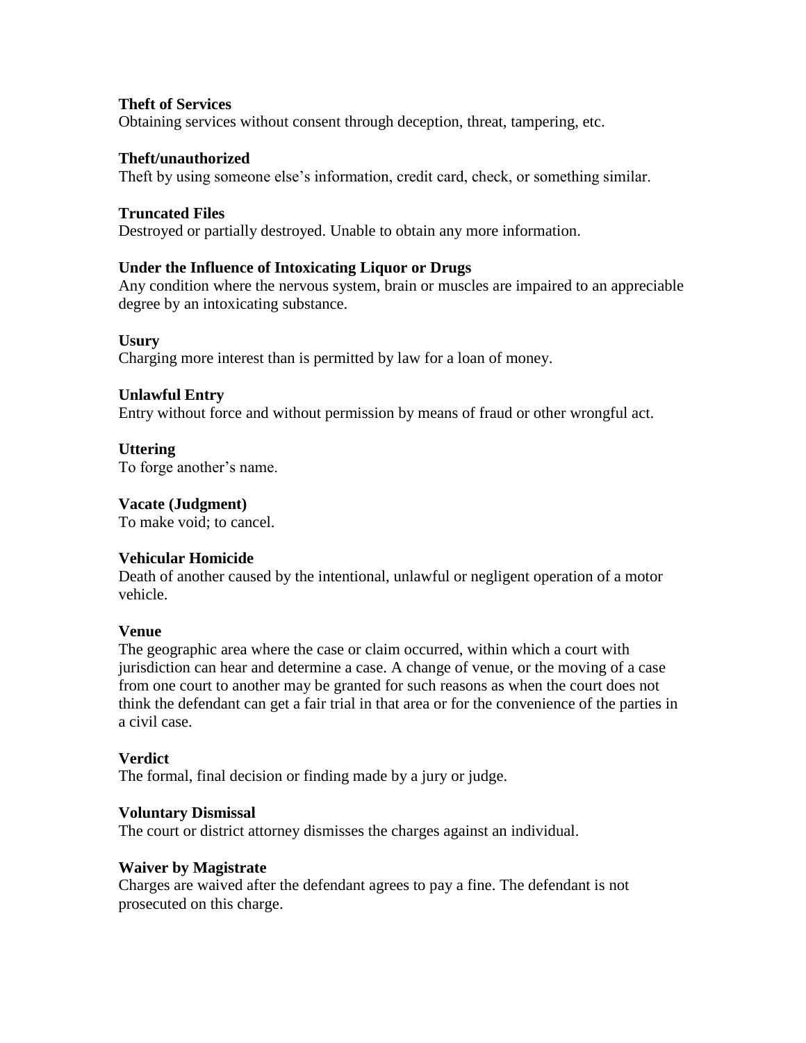**Theft of Services**
Obtaining services without consent through deception, threat, tampering, etc.

**Theft/unauthorized**
Theft by using someone else's information, credit card, check, or something similar.

**Truncated Files**
Destroyed or partially destroyed. Unable to obtain any more information.

**Under the Influence of Intoxicating Liquor or Drugs**
Any condition where the nervous system, brain or muscles are impaired to an appreciable degree by an intoxicating substance.

**Usury**
Charging more interest than is permitted by law for a loan of money.

**Unlawful Entry**
Entry without force and without permission by means of fraud or other wrongful act.

**Uttering**
To forge another's name.

**Vacate (Judgment)**
To make void; to cancel.

**Vehicular Homicide**
Death of another caused by the intentional, unlawful or negligent operation of a motor vehicle.

**Venue**
The geographic area where the case or claim occurred, within which a court with jurisdiction can hear and determine a case. A change of venue, or the moving of a case from one court to another may be granted for such reasons as when the court does not think the defendant can get a fair trial in that area or for the convenience of the parties in a civil case.

**Verdict**
The formal, final decision or finding made by a jury or judge.

**Voluntary Dismissal**
The court or district attorney dismisses the charges against an individual.

**Waiver by Magistrate**
Charges are waived after the defendant agrees to pay a fine. The defendant is not prosecuted on this charge.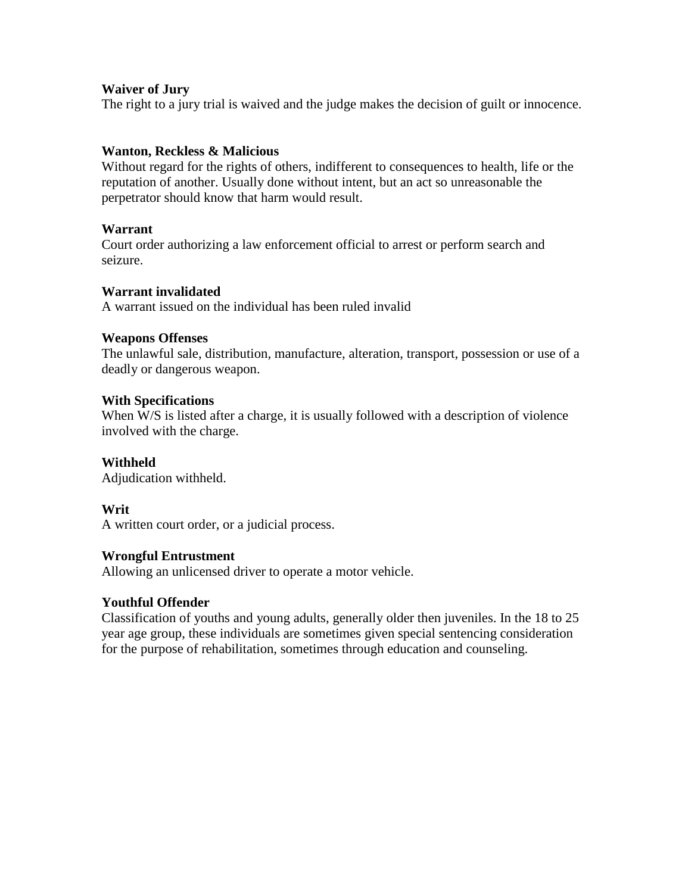**Waiver of Jury**
The right to a jury trial is waived and the judge makes the decision of guilt or innocence.

**Wanton, Reckless & Malicious**
Without regard for the rights of others, indifferent to consequences to health, life or the reputation of another. Usually done without intent, but an act so unreasonable the perpetrator should know that harm would result.

**Warrant**
Court order authorizing a law enforcement official to arrest or perform search and seizure.

**Warrant invalidated**
A warrant issued on the individual has been ruled invalid

**Weapons Offenses**
The unlawful sale, distribution, manufacture, alteration, transport, possession or use of a deadly or dangerous weapon.

**With Specifications**
When W/S is listed after a charge, it is usually followed with a description of violence involved with the charge.

**Withheld**
Adjudication withheld.

**Writ**
A written court order, or a judicial process.

**Wrongful Entrustment**
Allowing an unlicensed driver to operate a motor vehicle.

**Youthful Offender**
Classification of youths and young adults, generally older then juveniles. In the 18 to 25 year age group, these individuals are sometimes given special sentencing consideration for the purpose of rehabilitation, sometimes through education and counseling.